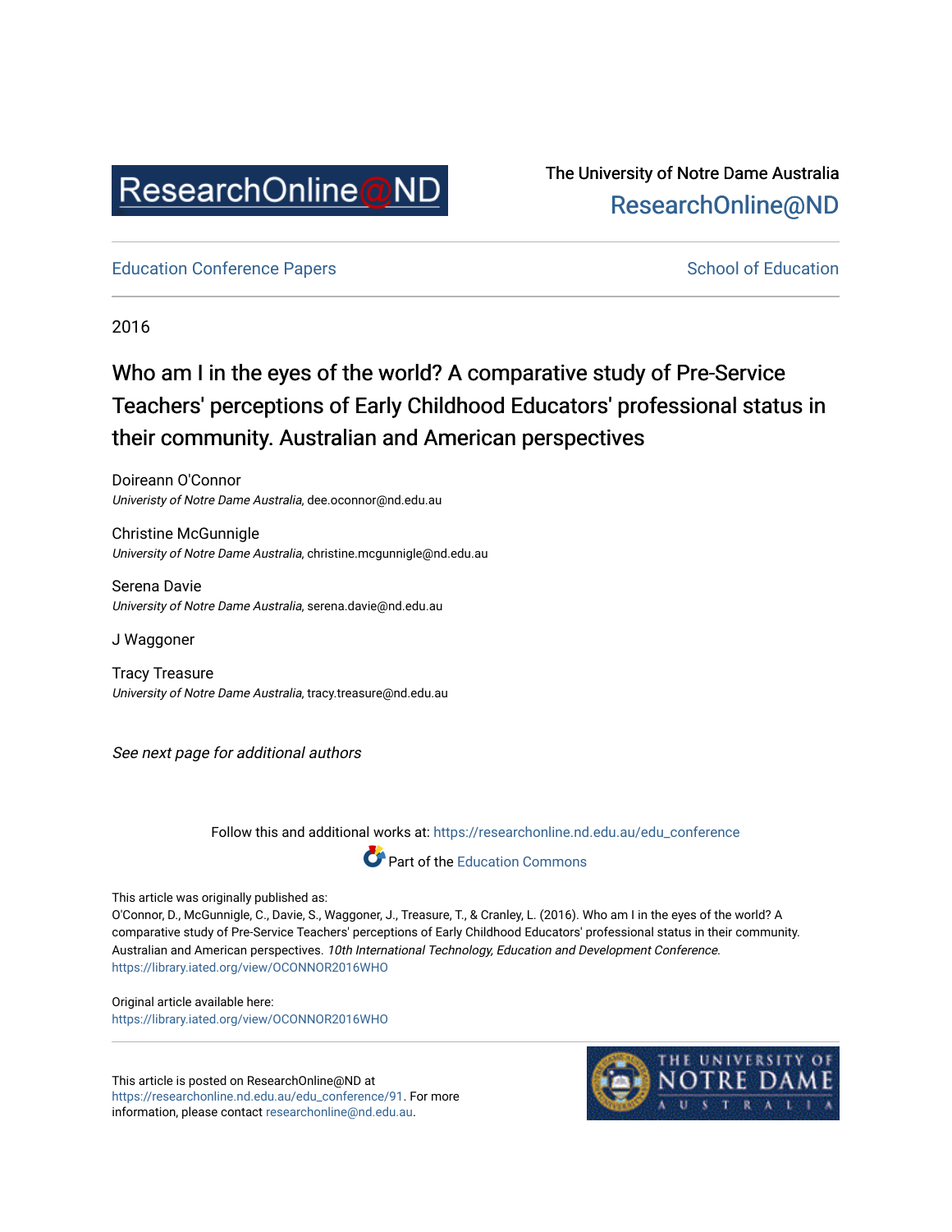ResearchOnline@ND

The University of Notre Dame Australia
ResearchOnline@ND

Education Conference Papers | School of Education

2016

# Who am I in the eyes of the world? A comparative study of Pre-Service Teachers' perceptions of Early Childhood Educators' professional status in their community. Australian and American perspectives

Doireann O'Connor
*Univeristy of Notre Dame Australia*, dee.oconnor@nd.edu.au

Christine McGunnigle
*University of Notre Dame Australia*, christine.mcgunnigle@nd.edu.au

Serena Davie
*University of Notre Dame Australia*, serena.davie@nd.edu.au

J Waggoner

Tracy Treasure
*University of Notre Dame Australia*, tracy.treasure@nd.edu.au

*See next page for additional authors*

Follow this and additional works at: https://researchonline.nd.edu.au/edu_conference

Part of the Education Commons

This article was originally published as:
O'Connor, D., McGunnigle, C., Davie, S., Waggoner, J., Treasure, T., & Cranley, L. (2016). Who am I in the eyes of the world? A comparative study of Pre-Service Teachers' perceptions of Early Childhood Educators' professional status in their community. Australian and American perspectives. *10th International Technology, Education and Development Conference*.
https://library.iated.org/view/OCONNOR2016WHO

Original article available here:
https://library.iated.org/view/OCONNOR2016WHO

This article is posted on ResearchOnline@ND at https://researchonline.nd.edu.au/edu_conference/91. For more information, please contact researchonline@nd.edu.au.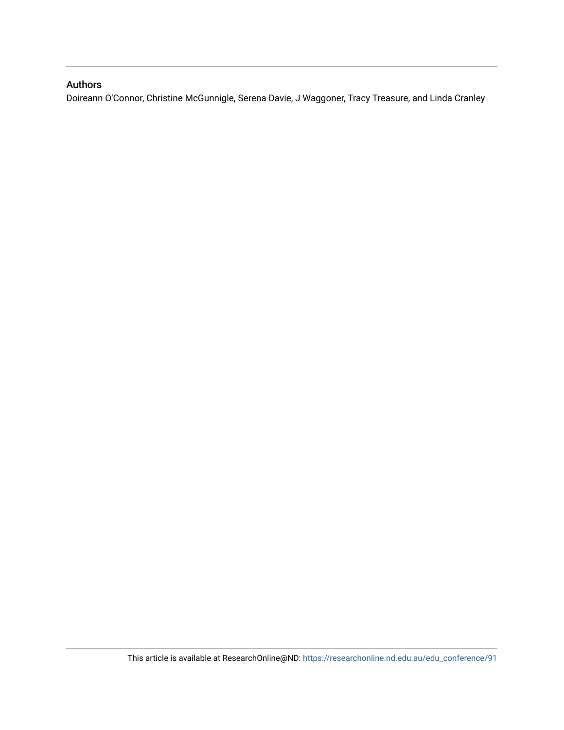## Authors

Doireann O'Connor, Christine McGunnigle, Serena Davie, J Waggoner, Tracy Treasure, and Linda Cranley

This article is available at ResearchOnline@ND: https://researchonline.nd.edu.au/edu_conference/91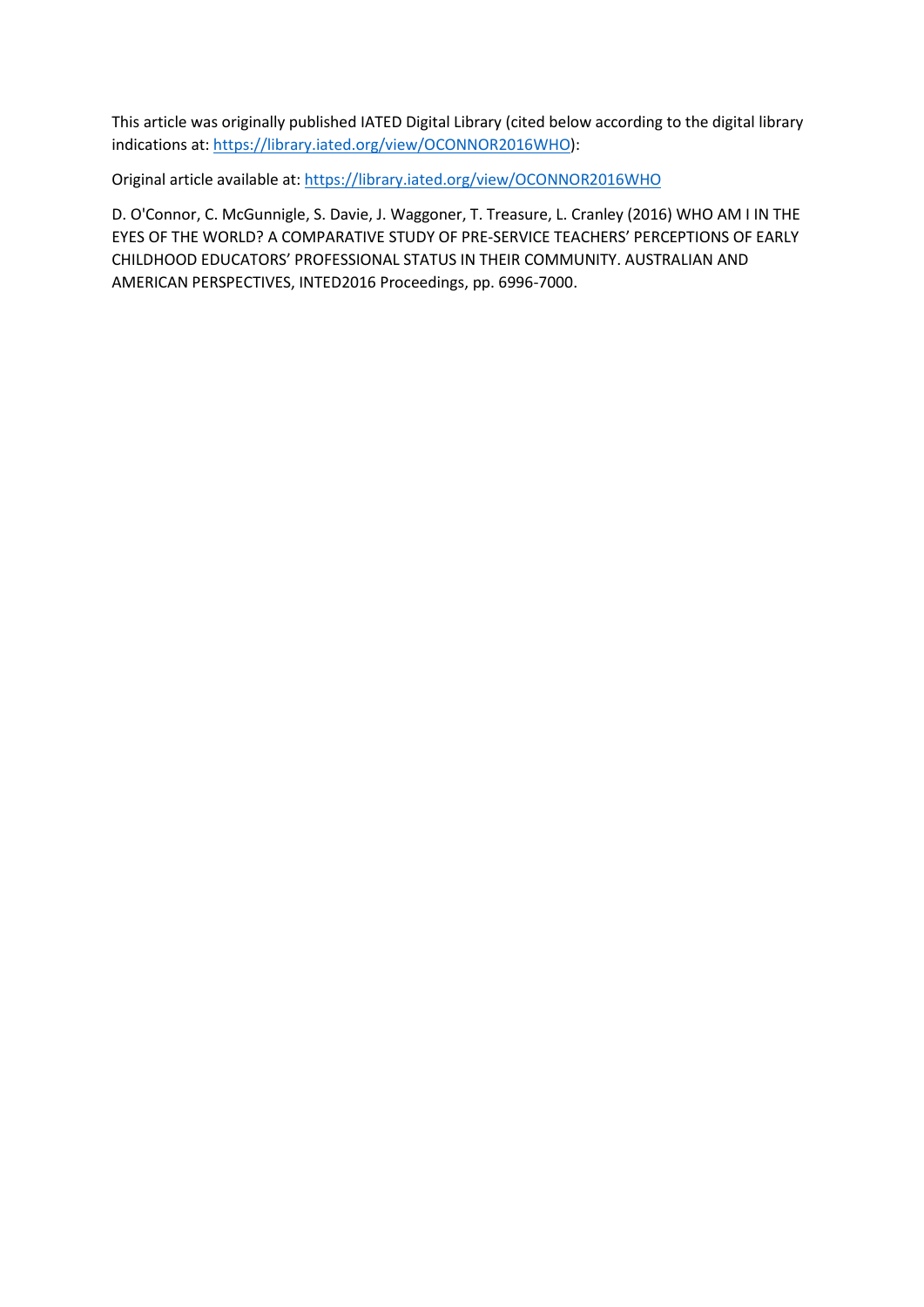This article was originally published IATED Digital Library (cited below according to the digital library indications at: https://library.iated.org/view/OCONNOR2016WHO):

Original article available at: https://library.iated.org/view/OCONNOR2016WHO

D. O'Connor, C. McGunnigle, S. Davie, J. Waggoner, T. Treasure, L. Cranley (2016) WHO AM I IN THE EYES OF THE WORLD? A COMPARATIVE STUDY OF PRE-SERVICE TEACHERS' PERCEPTIONS OF EARLY CHILDHOOD EDUCATORS' PROFESSIONAL STATUS IN THEIR COMMUNITY. AUSTRALIAN AND AMERICAN PERSPECTIVES, INTED2016 Proceedings, pp. 6996-7000.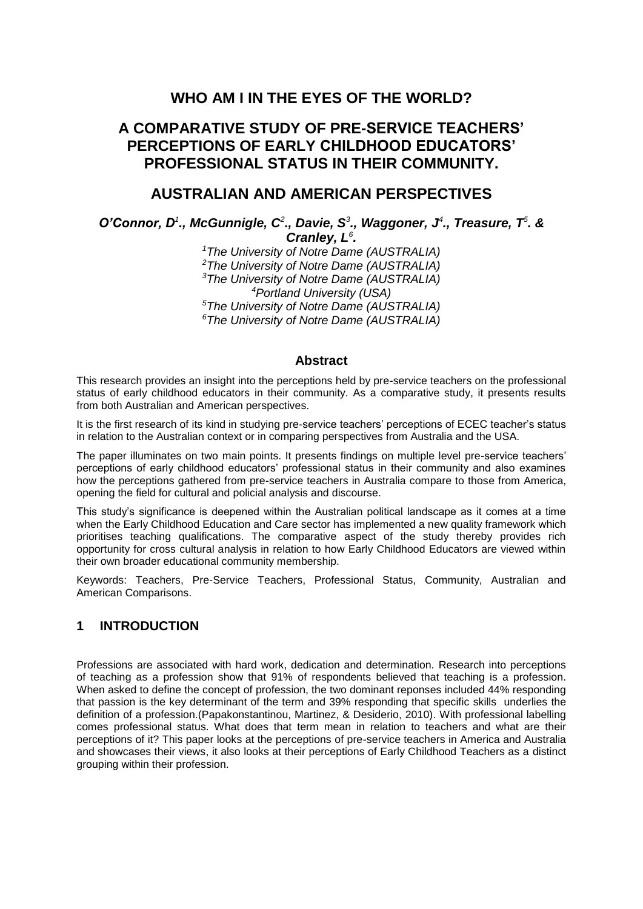# WHO AM I IN THE EYES OF THE WORLD?

# A COMPARATIVE STUDY OF PRE-SERVICE TEACHERS' PERCEPTIONS OF EARLY CHILDHOOD EDUCATORS' PROFESSIONAL STATUS IN THEIR COMMUNITY.

# AUSTRALIAN AND AMERICAN PERSPECTIVES

***O'Connor, D[1]., McGunnigle, C[2]., Davie, S[3]., Waggoner, J[4]., Treasure, T[5]. & Cranley, L[6].***

*[1]The University of Notre Dame (AUSTRALIA)*
*[2]The University of Notre Dame (AUSTRALIA)*
*[3]The University of Notre Dame (AUSTRALIA)*
*[4]Portland University (USA)*
*[5]The University of Notre Dame (AUSTRALIA)*
*[6]The University of Notre Dame (AUSTRALIA)*

### Abstract

This research provides an insight into the perceptions held by pre-service teachers on the professional status of early childhood educators in their community. As a comparative study, it presents results from both Australian and American perspectives.

It is the first research of its kind in studying pre-service teachers' perceptions of ECEC teacher's status in relation to the Australian context or in comparing perspectives from Australia and the USA.

The paper illuminates on two main points. It presents findings on multiple level pre-service teachers' perceptions of early childhood educators' professional status in their community and also examines how the perceptions gathered from pre-service teachers in Australia compare to those from America, opening the field for cultural and policial analysis and discourse.

This study's significance is deepened within the Australian political landscape as it comes at a time when the Early Childhood Education and Care sector has implemented a new quality framework which prioritises teaching qualifications. The comparative aspect of the study thereby provides rich opportunity for cross cultural analysis in relation to how Early Childhood Educators are viewed within their own broader educational community membership.

Keywords: Teachers, Pre-Service Teachers, Professional Status, Community, Australian and American Comparisons.

## 1 INTRODUCTION

Professions are associated with hard work, dedication and determination. Research into perceptions of teaching as a profession show that 91% of respondents believed that teaching is a profession. When asked to define the concept of profession, the two dominant reponses included 44% responding that passion is the key determinant of the term and 39% responding that specific skills underlies the definition of a profession.(Papakonstantinou, Martinez, & Desiderio, 2010). With professional labelling comes professional status. What does that term mean in relation to teachers and what are their perceptions of it? This paper looks at the perceptions of pre-service teachers in America and Australia and showcases their views, it also looks at their perceptions of Early Childhood Teachers as a distinct grouping within their profession.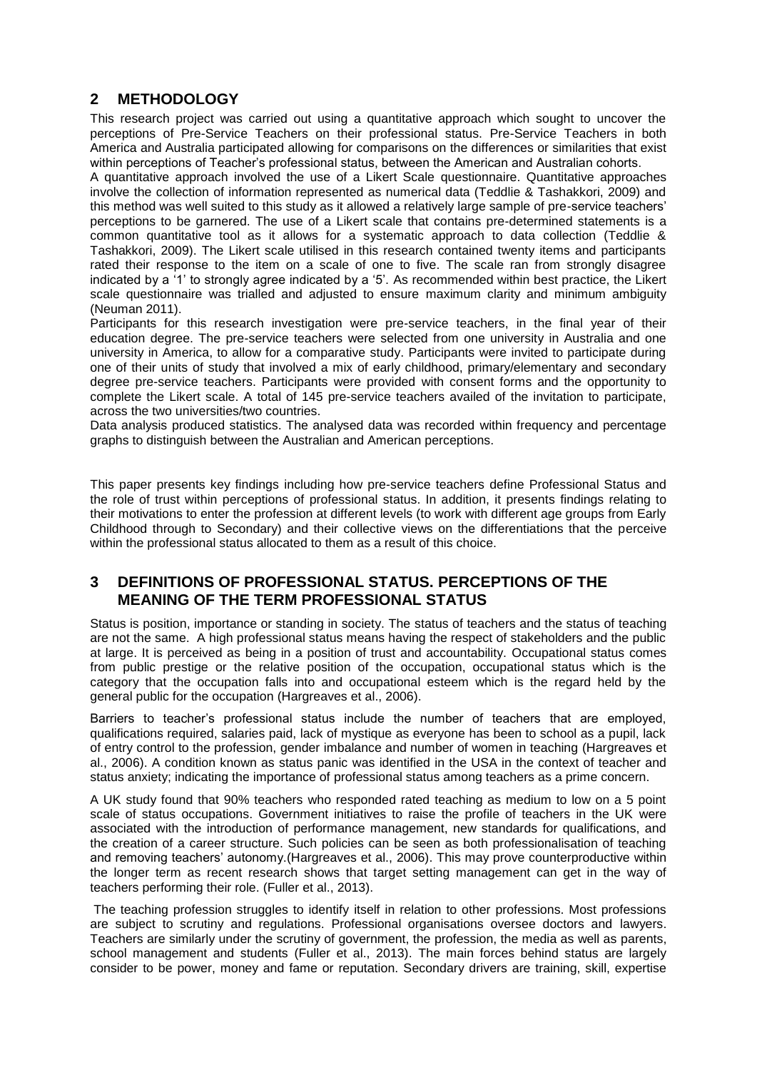## 2 METHODOLOGY

This research project was carried out using a quantitative approach which sought to uncover the perceptions of Pre-Service Teachers on their professional status. Pre-Service Teachers in both America and Australia participated allowing for comparisons on the differences or similarities that exist within perceptions of Teacher's professional status, between the American and Australian cohorts.

A quantitative approach involved the use of a Likert Scale questionnaire. Quantitative approaches involve the collection of information represented as numerical data (Teddlie & Tashakkori, 2009) and this method was well suited to this study as it allowed a relatively large sample of pre-service teachers' perceptions to be garnered. The use of a Likert scale that contains pre-determined statements is a common quantitative tool as it allows for a systematic approach to data collection (Teddlie & Tashakkori, 2009). The Likert scale utilised in this research contained twenty items and participants rated their response to the item on a scale of one to five. The scale ran from strongly disagree indicated by a '1' to strongly agree indicated by a '5'. As recommended within best practice, the Likert scale questionnaire was trialled and adjusted to ensure maximum clarity and minimum ambiguity (Neuman 2011).

Participants for this research investigation were pre-service teachers, in the final year of their education degree. The pre-service teachers were selected from one university in Australia and one university in America, to allow for a comparative study. Participants were invited to participate during one of their units of study that involved a mix of early childhood, primary/elementary and secondary degree pre-service teachers. Participants were provided with consent forms and the opportunity to complete the Likert scale. A total of 145 pre-service teachers availed of the invitation to participate, across the two universities/two countries.

Data analysis produced statistics. The analysed data was recorded within frequency and percentage graphs to distinguish between the Australian and American perceptions.

This paper presents key findings including how pre-service teachers define Professional Status and the role of trust within perceptions of professional status. In addition, it presents findings relating to their motivations to enter the profession at different levels (to work with different age groups from Early Childhood through to Secondary) and their collective views on the differentiations that the perceive within the professional status allocated to them as a result of this choice.

## 3 DEFINITIONS OF PROFESSIONAL STATUS. PERCEPTIONS OF THE MEANING OF THE TERM PROFESSIONAL STATUS

Status is position, importance or standing in society. The status of teachers and the status of teaching are not the same. A high professional status means having the respect of stakeholders and the public at large. It is perceived as being in a position of trust and accountability. Occupational status comes from public prestige or the relative position of the occupation, occupational status which is the category that the occupation falls into and occupational esteem which is the regard held by the general public for the occupation (Hargreaves et al., 2006).

Barriers to teacher's professional status include the number of teachers that are employed, qualifications required, salaries paid, lack of mystique as everyone has been to school as a pupil, lack of entry control to the profession, gender imbalance and number of women in teaching (Hargreaves et al., 2006). A condition known as status panic was identified in the USA in the context of teacher and status anxiety; indicating the importance of professional status among teachers as a prime concern.

A UK study found that 90% teachers who responded rated teaching as medium to low on a 5 point scale of status occupations. Government initiatives to raise the profile of teachers in the UK were associated with the introduction of performance management, new standards for qualifications, and the creation of a career structure. Such policies can be seen as both professionalisation of teaching and removing teachers' autonomy.(Hargreaves et al., 2006). This may prove counterproductive within the longer term as recent research shows that target setting management can get in the way of teachers performing their role. (Fuller et al., 2013).

The teaching profession struggles to identify itself in relation to other professions. Most professions are subject to scrutiny and regulations. Professional organisations oversee doctors and lawyers. Teachers are similarly under the scrutiny of government, the profession, the media as well as parents, school management and students (Fuller et al., 2013). The main forces behind status are largely consider to be power, money and fame or reputation. Secondary drivers are training, skill, expertise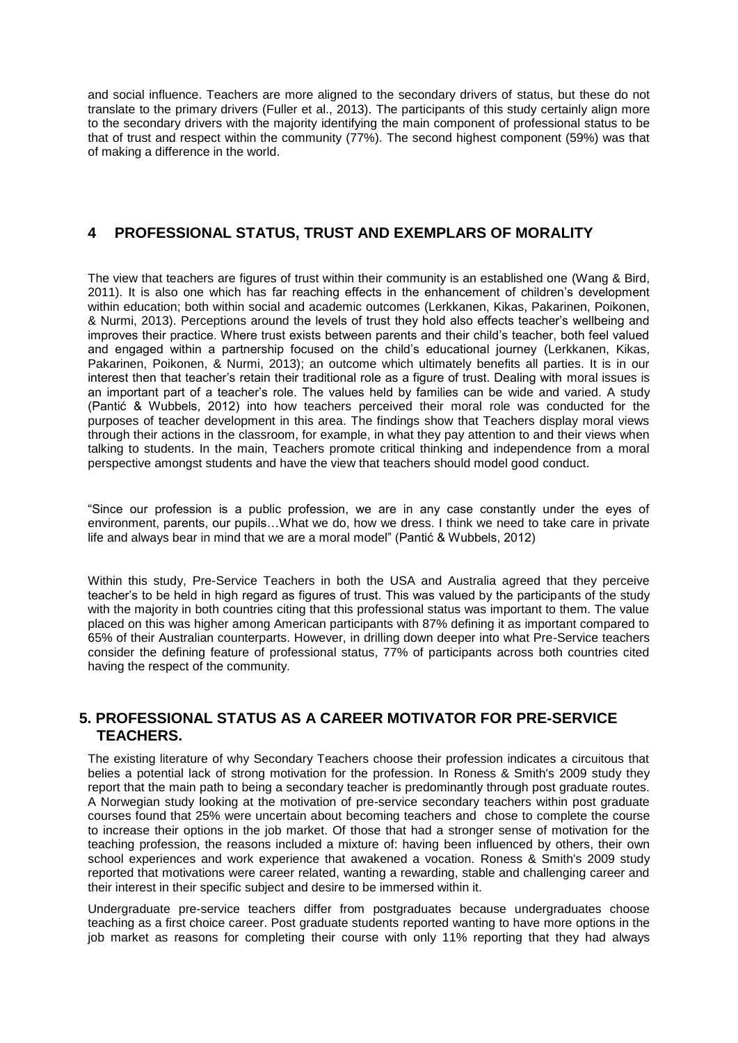and social influence. Teachers are more aligned to the secondary drivers of status, but these do not translate to the primary drivers (Fuller et al., 2013). The participants of this study certainly align more to the secondary drivers with the majority identifying the main component of professional status to be that of trust and respect within the community (77%). The second highest component (59%) was that of making a difference in the world.

## 4 PROFESSIONAL STATUS, TRUST AND EXEMPLARS OF MORALITY

The view that teachers are figures of trust within their community is an established one (Wang & Bird, 2011). It is also one which has far reaching effects in the enhancement of children's development within education; both within social and academic outcomes (Lerkkanen, Kikas, Pakarinen, Poikonen, & Nurmi, 2013). Perceptions around the levels of trust they hold also effects teacher's wellbeing and improves their practice. Where trust exists between parents and their child's teacher, both feel valued and engaged within a partnership focused on the child's educational journey (Lerkkanen, Kikas, Pakarinen, Poikonen, & Nurmi, 2013); an outcome which ultimately benefits all parties. It is in our interest then that teacher's retain their traditional role as a figure of trust. Dealing with moral issues is an important part of a teacher's role. The values held by families can be wide and varied. A study (Pantić & Wubbels, 2012) into how teachers perceived their moral role was conducted for the purposes of teacher development in this area. The findings show that Teachers display moral views through their actions in the classroom, for example, in what they pay attention to and their views when talking to students. In the main, Teachers promote critical thinking and independence from a moral perspective amongst students and have the view that teachers should model good conduct.

"Since our profession is a public profession, we are in any case constantly under the eyes of environment, parents, our pupils…What we do, how we dress. I think we need to take care in private life and always bear in mind that we are a moral model" (Pantić & Wubbels, 2012)

Within this study, Pre-Service Teachers in both the USA and Australia agreed that they perceive teacher's to be held in high regard as figures of trust. This was valued by the participants of the study with the majority in both countries citing that this professional status was important to them. The value placed on this was higher among American participants with 87% defining it as important compared to 65% of their Australian counterparts. However, in drilling down deeper into what Pre-Service teachers consider the defining feature of professional status, 77% of participants across both countries cited having the respect of the community.

## 5. PROFESSIONAL STATUS AS A CAREER MOTIVATOR FOR PRE-SERVICE TEACHERS.

The existing literature of why Secondary Teachers choose their profession indicates a circuitous that belies a potential lack of strong motivation for the profession. In Roness & Smith's 2009 study they report that the main path to being a secondary teacher is predominantly through post graduate routes. A Norwegian study looking at the motivation of pre-service secondary teachers within post graduate courses found that 25% were uncertain about becoming teachers and chose to complete the course to increase their options in the job market. Of those that had a stronger sense of motivation for the teaching profession, the reasons included a mixture of: having been influenced by others, their own school experiences and work experience that awakened a vocation. Roness & Smith's 2009 study reported that motivations were career related, wanting a rewarding, stable and challenging career and their interest in their specific subject and desire to be immersed within it.

Undergraduate pre-service teachers differ from postgraduates because undergraduates choose teaching as a first choice career. Post graduate students reported wanting to have more options in the job market as reasons for completing their course with only 11% reporting that they had always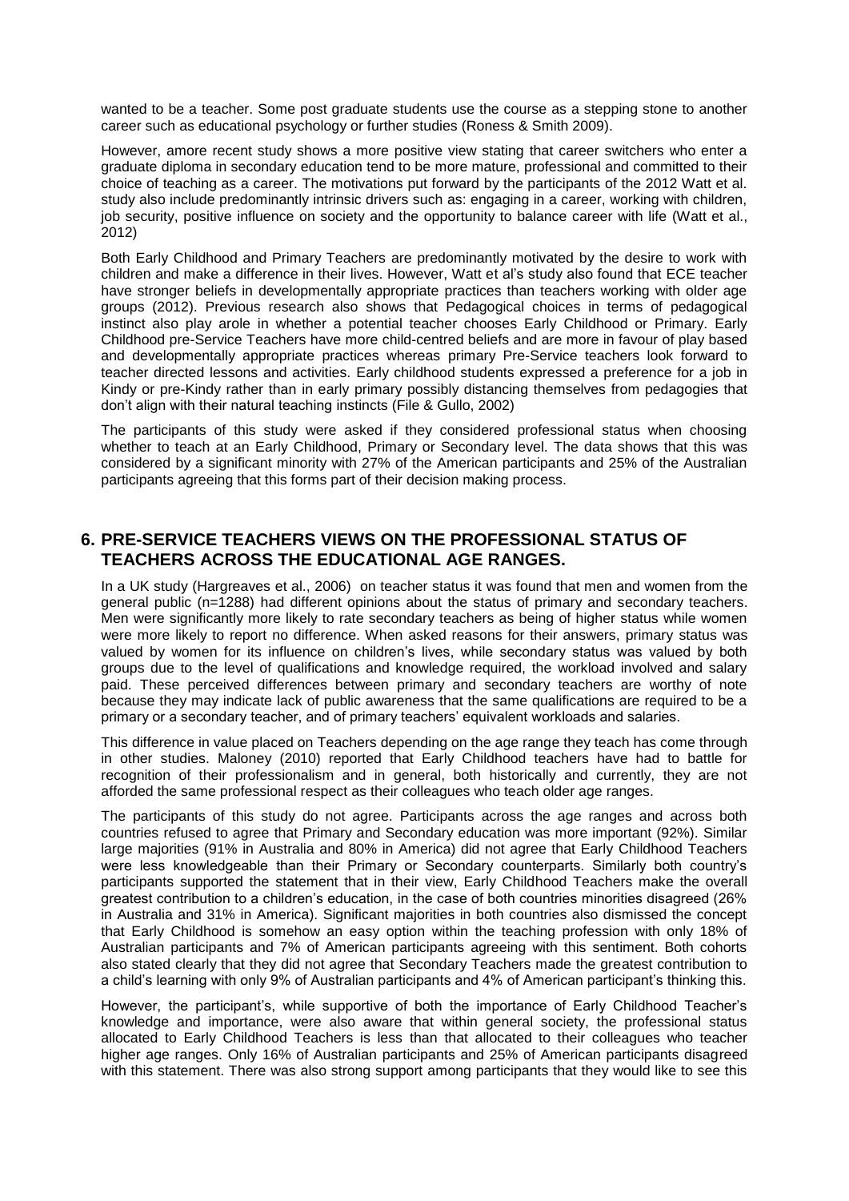wanted to be a teacher. Some post graduate students use the course as a stepping stone to another career such as educational psychology or further studies (Roness & Smith 2009).

However, amore recent study shows a more positive view stating that career switchers who enter a graduate diploma in secondary education tend to be more mature, professional and committed to their choice of teaching as a career. The motivations put forward by the participants of the 2012 Watt et al. study also include predominantly intrinsic drivers such as: engaging in a career, working with children, job security, positive influence on society and the opportunity to balance career with life (Watt et al., 2012)

Both Early Childhood and Primary Teachers are predominantly motivated by the desire to work with children and make a difference in their lives. However, Watt et al's study also found that ECE teacher have stronger beliefs in developmentally appropriate practices than teachers working with older age groups (2012). Previous research also shows that Pedagogical choices in terms of pedagogical instinct also play arole in whether a potential teacher chooses Early Childhood or Primary. Early Childhood pre-Service Teachers have more child-centred beliefs and are more in favour of play based and developmentally appropriate practices whereas primary Pre-Service teachers look forward to teacher directed lessons and activities. Early childhood students expressed a preference for a job in Kindy or pre-Kindy rather than in early primary possibly distancing themselves from pedagogies that don't align with their natural teaching instincts (File & Gullo, 2002)

The participants of this study were asked if they considered professional status when choosing whether to teach at an Early Childhood, Primary or Secondary level. The data shows that this was considered by a significant minority with 27% of the American participants and 25% of the Australian participants agreeing that this forms part of their decision making process.

## 6. PRE-SERVICE TEACHERS VIEWS ON THE PROFESSIONAL STATUS OF TEACHERS ACROSS THE EDUCATIONAL AGE RANGES.

In a UK study (Hargreaves et al., 2006) on teacher status it was found that men and women from the general public (n=1288) had different opinions about the status of primary and secondary teachers. Men were significantly more likely to rate secondary teachers as being of higher status while women were more likely to report no difference. When asked reasons for their answers, primary status was valued by women for its influence on children's lives, while secondary status was valued by both groups due to the level of qualifications and knowledge required, the workload involved and salary paid. These perceived differences between primary and secondary teachers are worthy of note because they may indicate lack of public awareness that the same qualifications are required to be a primary or a secondary teacher, and of primary teachers' equivalent workloads and salaries.

This difference in value placed on Teachers depending on the age range they teach has come through in other studies. Maloney (2010) reported that Early Childhood teachers have had to battle for recognition of their professionalism and in general, both historically and currently, they are not afforded the same professional respect as their colleagues who teach older age ranges.

The participants of this study do not agree. Participants across the age ranges and across both countries refused to agree that Primary and Secondary education was more important (92%). Similar large majorities (91% in Australia and 80% in America) did not agree that Early Childhood Teachers were less knowledgeable than their Primary or Secondary counterparts. Similarly both country's participants supported the statement that in their view, Early Childhood Teachers make the overall greatest contribution to a children's education, in the case of both countries minorities disagreed (26% in Australia and 31% in America). Significant majorities in both countries also dismissed the concept that Early Childhood is somehow an easy option within the teaching profession with only 18% of Australian participants and 7% of American participants agreeing with this sentiment. Both cohorts also stated clearly that they did not agree that Secondary Teachers made the greatest contribution to a child's learning with only 9% of Australian participants and 4% of American participant's thinking this.

However, the participant's, while supportive of both the importance of Early Childhood Teacher's knowledge and importance, were also aware that within general society, the professional status allocated to Early Childhood Teachers is less than that allocated to their colleagues who teacher higher age ranges. Only 16% of Australian participants and 25% of American participants disagreed with this statement. There was also strong support among participants that they would like to see this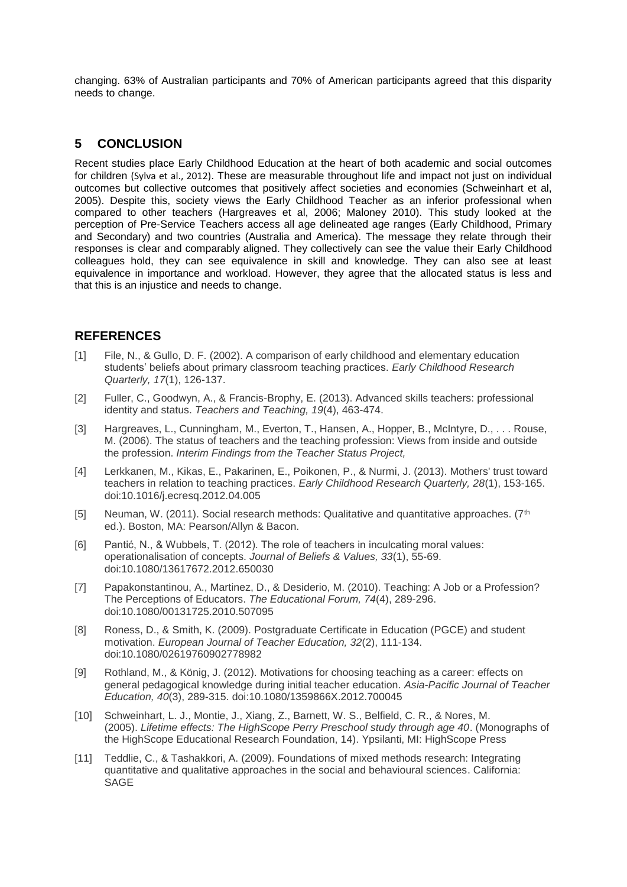changing. 63% of Australian participants and 70% of American participants agreed that this disparity needs to change.

## 5 CONCLUSION

Recent studies place Early Childhood Education at the heart of both academic and social outcomes for children (Sylva et al., 2012). These are measurable throughout life and impact not just on individual outcomes but collective outcomes that positively affect societies and economies (Schweinhart et al, 2005). Despite this, society views the Early Childhood Teacher as an inferior professional when compared to other teachers (Hargreaves et al, 2006; Maloney 2010). This study looked at the perception of Pre-Service Teachers access all age delineated age ranges (Early Childhood, Primary and Secondary) and two countries (Australia and America). The message they relate through their responses is clear and comparably aligned. They collectively can see the value their Early Childhood colleagues hold, they can see equivalence in skill and knowledge. They can also see at least equivalence in importance and workload. However, they agree that the allocated status is less and that this is an injustice and needs to change.

## REFERENCES

[1] File, N., & Gullo, D. F. (2002). A comparison of early childhood and elementary education students' beliefs about primary classroom teaching practices. *Early Childhood Research Quarterly, 17*(1), 126-137.

[2] Fuller, C., Goodwyn, A., & Francis-Brophy, E. (2013). Advanced skills teachers: professional identity and status. *Teachers and Teaching, 19*(4), 463-474.

[3] Hargreaves, L., Cunningham, M., Everton, T., Hansen, A., Hopper, B., McIntyre, D., . . . Rouse, M. (2006). The status of teachers and the teaching profession: Views from inside and outside the profession. *Interim Findings from the Teacher Status Project,*

[4] Lerkkanen, M., Kikas, E., Pakarinen, E., Poikonen, P., & Nurmi, J. (2013). Mothers' trust toward teachers in relation to teaching practices. *Early Childhood Research Quarterly, 28*(1), 153-165. doi:10.1016/j.ecresq.2012.04.005

[5] Neuman, W. (2011). Social research methods: Qualitative and quantitative approaches. (7th ed.). Boston, MA: Pearson/Allyn & Bacon.

[6] Pantić, N., & Wubbels, T. (2012). The role of teachers in inculcating moral values: operationalisation of concepts. *Journal of Beliefs & Values, 33*(1), 55-69. doi:10.1080/13617672.2012.650030

[7] Papakonstantinou, A., Martinez, D., & Desiderio, M. (2010). Teaching: A Job or a Profession? The Perceptions of Educators. *The Educational Forum, 74*(4), 289-296. doi:10.1080/00131725.2010.507095

[8] Roness, D., & Smith, K. (2009). Postgraduate Certificate in Education (PGCE) and student motivation. *European Journal of Teacher Education, 32*(2), 111-134. doi:10.1080/02619760902778982

[9] Rothland, M., & König, J. (2012). Motivations for choosing teaching as a career: effects on general pedagogical knowledge during initial teacher education. *Asia-Pacific Journal of Teacher Education, 40*(3), 289-315. doi:10.1080/1359866X.2012.700045

[10] Schweinhart, L. J., Montie, J., Xiang, Z., Barnett, W. S., Belfield, C. R., & Nores, M. (2005). *Lifetime effects: The HighScope Perry Preschool study through age 40*. (Monographs of the HighScope Educational Research Foundation, 14). Ypsilanti, MI: HighScope Press

[11] Teddlie, C., & Tashakkori, A. (2009). Foundations of mixed methods research: Integrating quantitative and qualitative approaches in the social and behavioural sciences. California: SAGE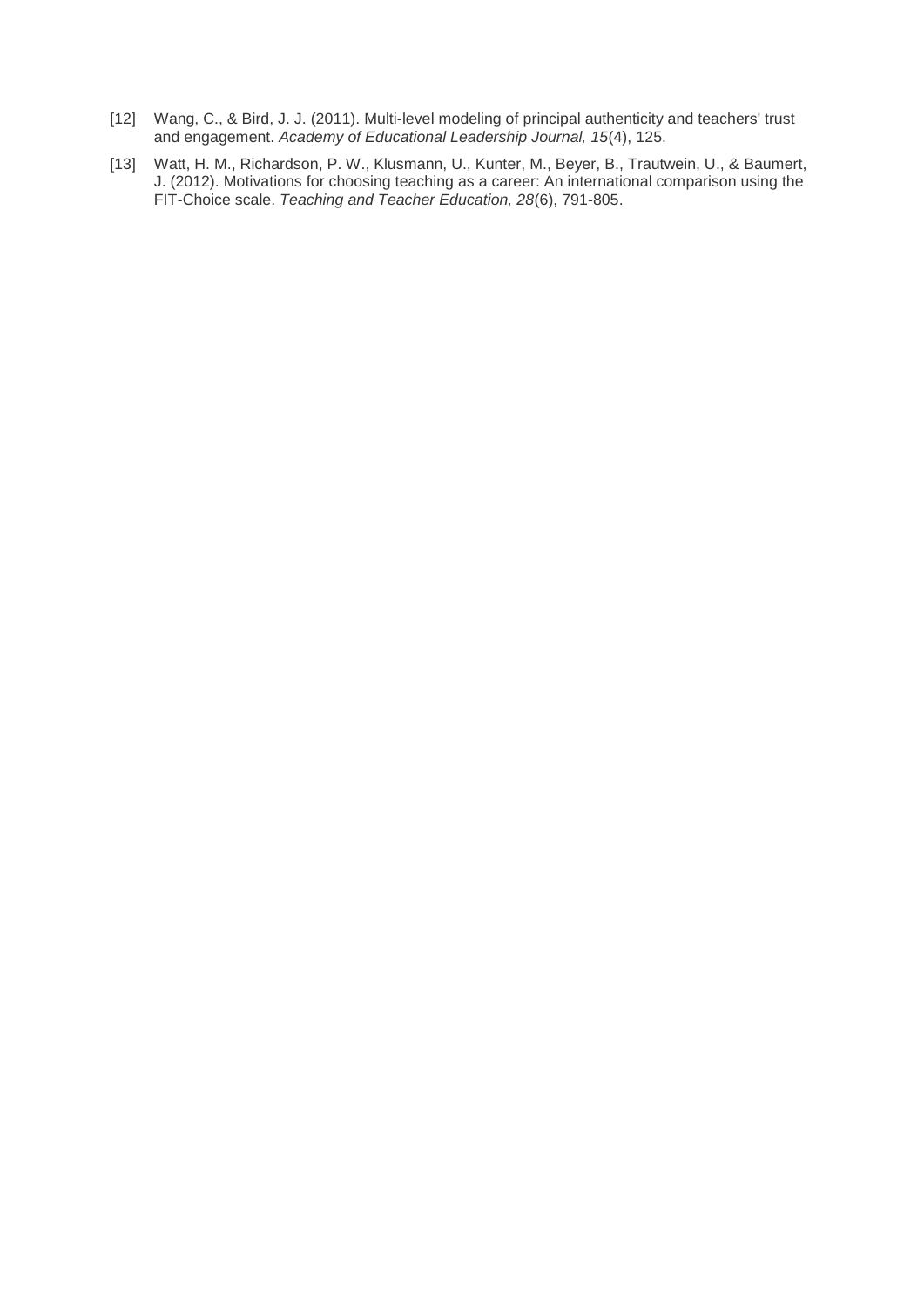[12] Wang, C., & Bird, J. J. (2011). Multi-level modeling of principal authenticity and teachers' trust and engagement. *Academy of Educational Leadership Journal, 15*(4), 125.

[13] Watt, H. M., Richardson, P. W., Klusmann, U., Kunter, M., Beyer, B., Trautwein, U., & Baumert, J. (2012). Motivations for choosing teaching as a career: An international comparison using the FIT-Choice scale. *Teaching and Teacher Education, 28*(6), 791-805.